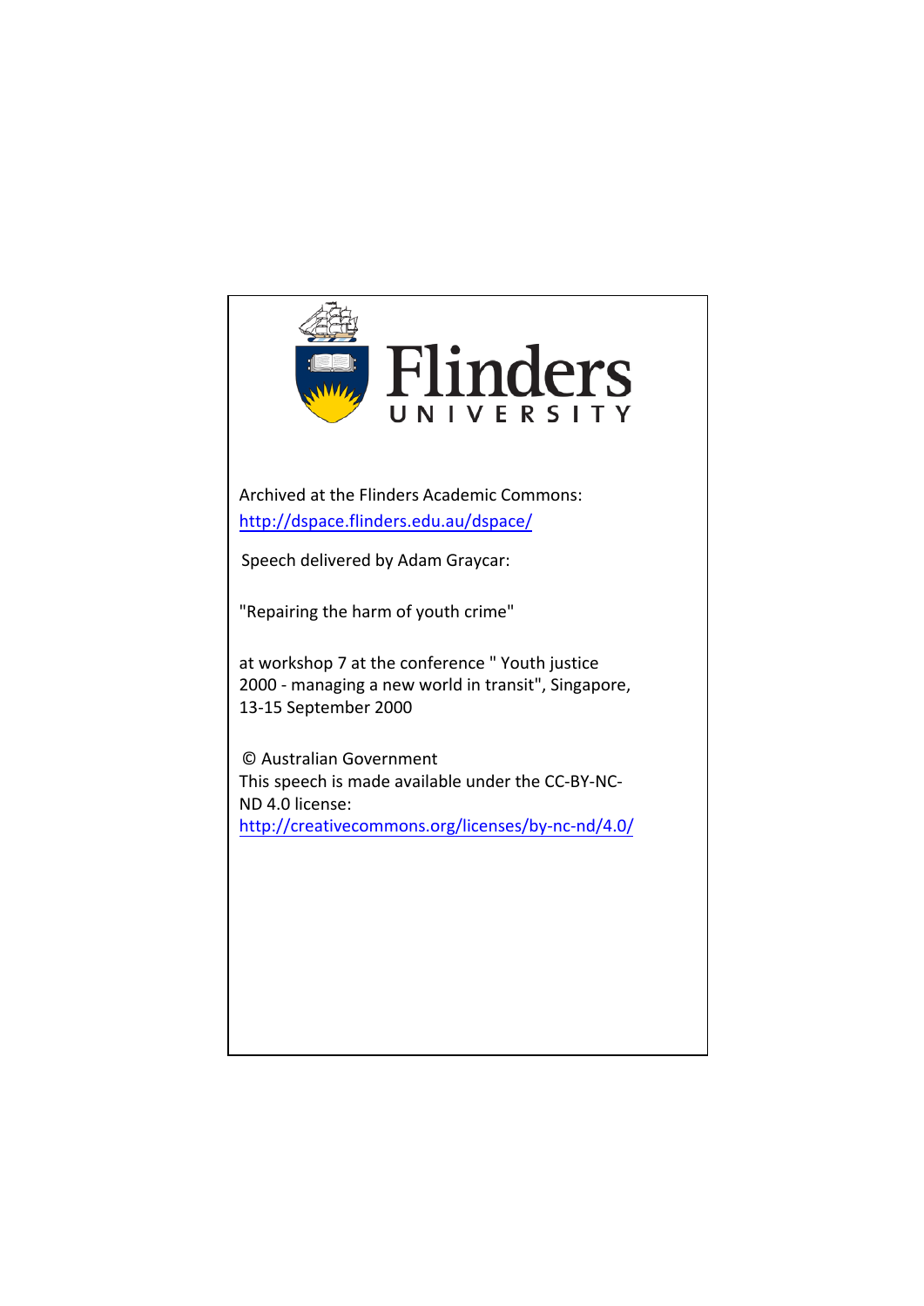Flinders UNIVERSITY

Archived at the Flinders Academic Commons:
http://dspace.flinders.edu.au/dspace/

Speech delivered by Adam Graycar:

"Repairing the harm of youth crime"

at workshop 7 at the conference " Youth justice 2000 - managing a new world in transit", Singapore, 13-15 September 2000

© Australian Government
This speech is made available under the CC-BY-NC-ND 4.0 license:
http://creativecommons.org/licenses/by-nc-nd/4.0/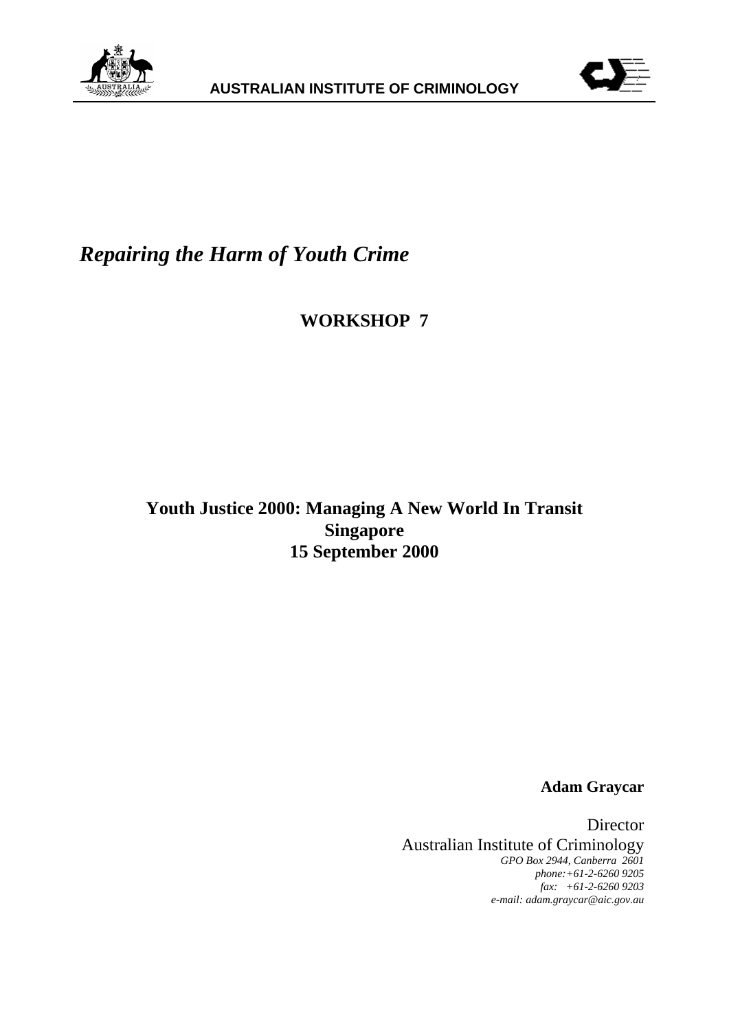**AUSTRALIAN INSTITUTE OF CRIMINOLOGY**

# *Repairing the Harm of Youth Crime*

**WORKSHOP 7**

**Youth Justice 2000: Managing A New World In Transit**
**Singapore**
**15 September 2000**

**Adam Graycar**

Director
Australian Institute of Criminology
*GPO Box 2944, Canberra 2601*
*phone: +61-2-6260 9205*
*fax: +61-2-6260 9203*
*e-mail: adam.graycar@aic.gov.au*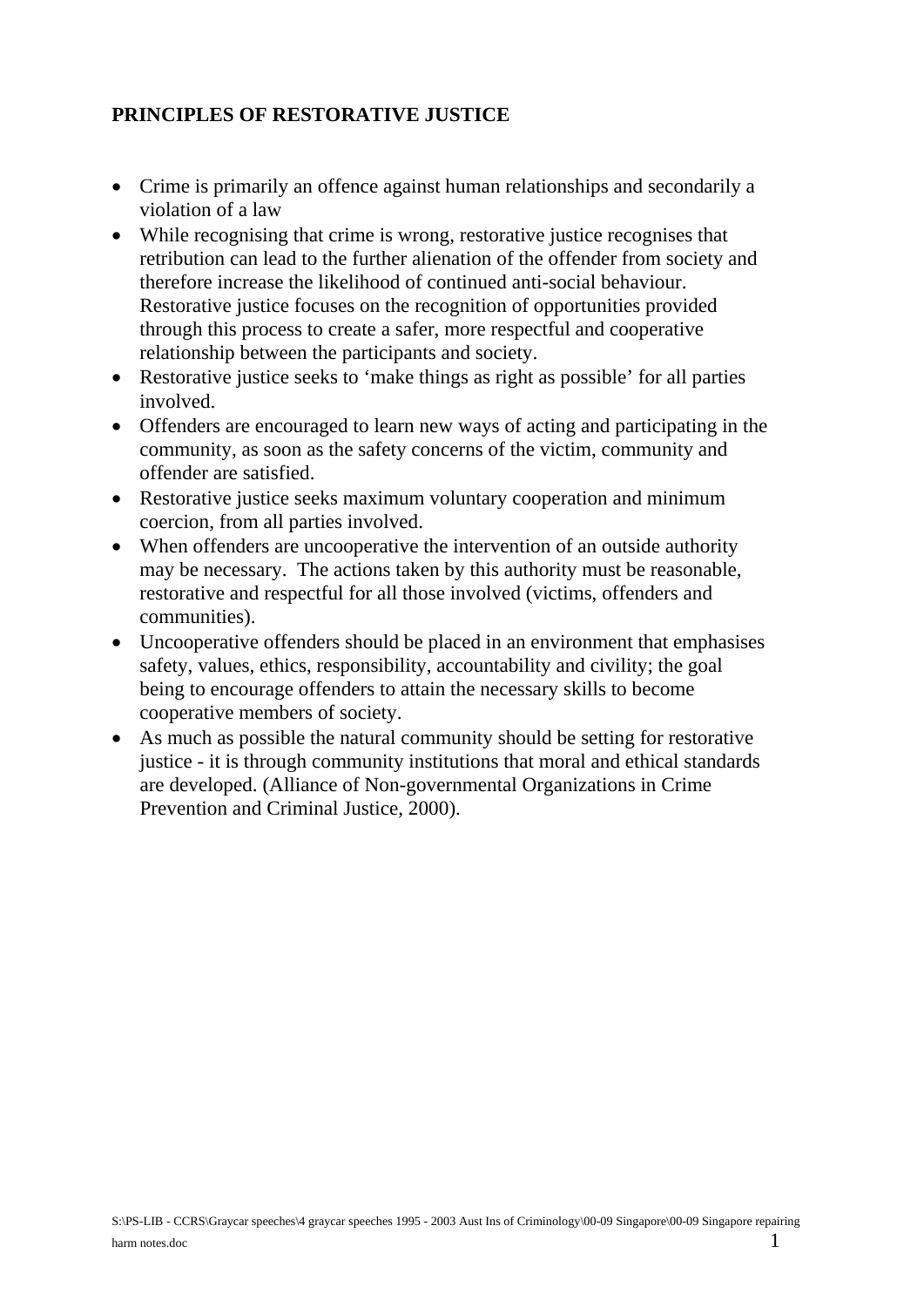**PRINCIPLES OF RESTORATIVE JUSTICE**

- Crime is primarily an offence against human relationships and secondarily a violation of a law
- While recognising that crime is wrong, restorative justice recognises that retribution can lead to the further alienation of the offender from society and therefore increase the likelihood of continued anti-social behaviour. Restorative justice focuses on the recognition of opportunities provided through this process to create a safer, more respectful and cooperative relationship between the participants and society.
- Restorative justice seeks to 'make things as right as possible' for all parties involved.
- Offenders are encouraged to learn new ways of acting and participating in the community, as soon as the safety concerns of the victim, community and offender are satisfied.
- Restorative justice seeks maximum voluntary cooperation and minimum coercion, from all parties involved.
- When offenders are uncooperative the intervention of an outside authority may be necessary. The actions taken by this authority must be reasonable, restorative and respectful for all those involved (victims, offenders and communities).
- Uncooperative offenders should be placed in an environment that emphasises safety, values, ethics, responsibility, accountability and civility; the goal being to encourage offenders to attain the necessary skills to become cooperative members of society.
- As much as possible the natural community should be setting for restorative justice - it is through community institutions that moral and ethical standards are developed. (Alliance of Non-governmental Organizations in Crime Prevention and Criminal Justice, 2000).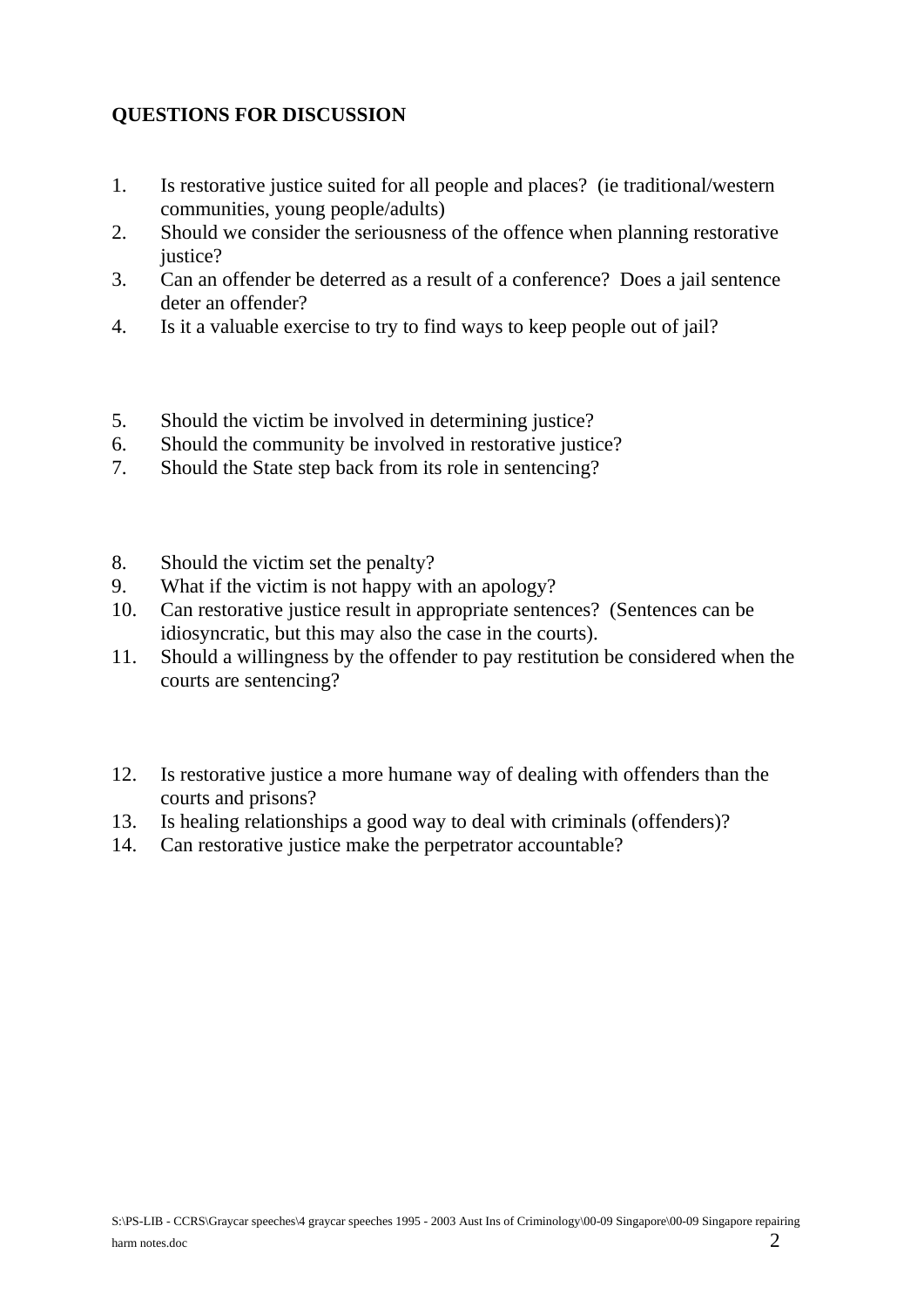**QUESTIONS FOR DISCUSSION**

1. Is restorative justice suited for all people and places? (ie traditional/western communities, young people/adults)
2. Should we consider the seriousness of the offence when planning restorative justice?
3. Can an offender be deterred as a result of a conference? Does a jail sentence deter an offender?
4. Is it a valuable exercise to try to find ways to keep people out of jail?

5. Should the victim be involved in determining justice?
6. Should the community be involved in restorative justice?
7. Should the State step back from its role in sentencing?

8. Should the victim set the penalty?
9. What if the victim is not happy with an apology?
10. Can restorative justice result in appropriate sentences? (Sentences can be idiosyncratic, but this may also the case in the courts).
11. Should a willingness by the offender to pay restitution be considered when the courts are sentencing?

12. Is restorative justice a more humane way of dealing with offenders than the courts and prisons?
13. Is healing relationships a good way to deal with criminals (offenders)?
14. Can restorative justice make the perpetrator accountable?